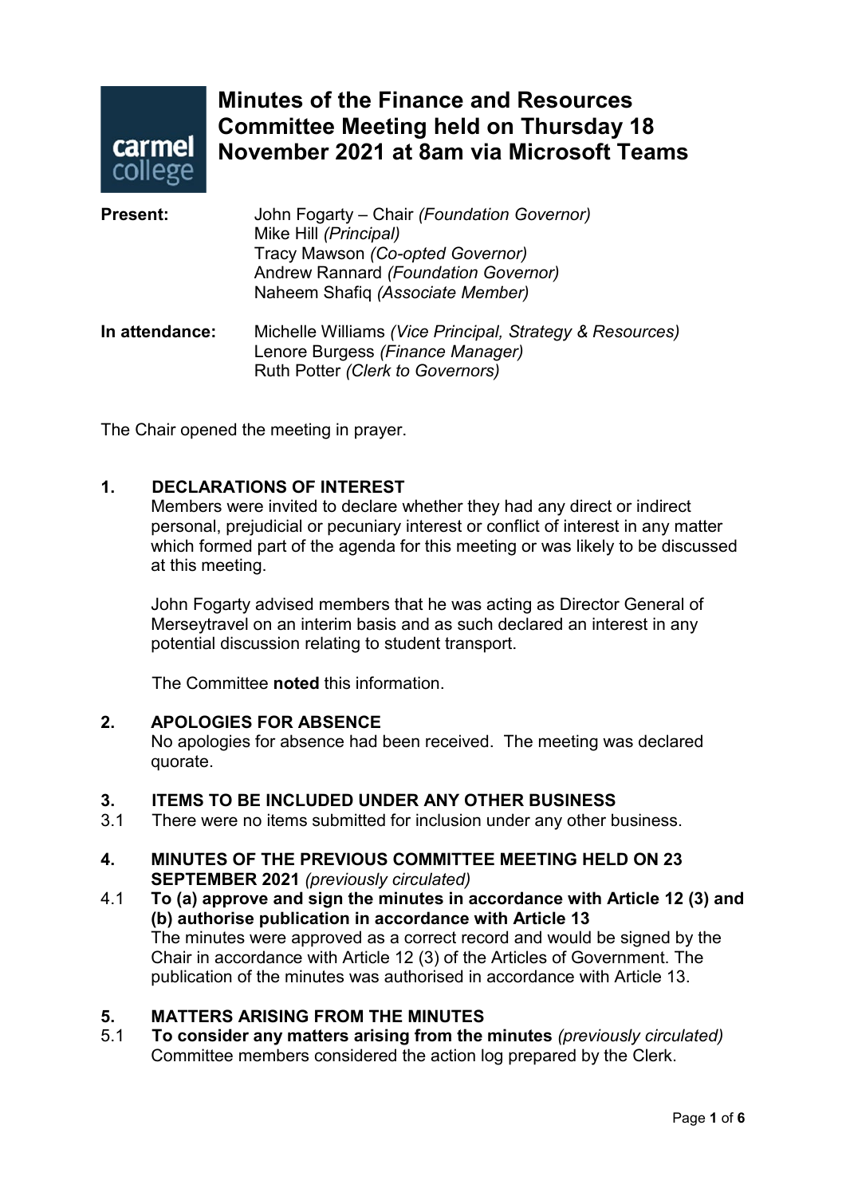# Minutes of the Finance and Resources Committee Meeting held on Thursday 18 November 2021 at 8am via Microsoft Teams

**Present:** John Fogarty – Chair *(Foundation Governor)*
Mike Hill *(Principal)*
Tracy Mawson *(Co-opted Governor)*
Andrew Rannard *(Foundation Governor)*
Naheem Shafiq *(Associate Member)*

**In attendance:** Michelle Williams *(Vice Principal, Strategy & Resources)*
Lenore Burgess *(Finance Manager)*
Ruth Potter *(Clerk to Governors)*

The Chair opened the meeting in prayer.

## 1. DECLARATIONS OF INTEREST

Members were invited to declare whether they had any direct or indirect personal, prejudicial or pecuniary interest or conflict of interest in any matter which formed part of the agenda for this meeting or was likely to be discussed at this meeting.

John Fogarty advised members that he was acting as Director General of Merseytravel on an interim basis and as such declared an interest in any potential discussion relating to student transport.

The Committee **noted** this information.

## 2. APOLOGIES FOR ABSENCE

No apologies for absence had been received. The meeting was declared quorate.

## 3. ITEMS TO BE INCLUDED UNDER ANY OTHER BUSINESS

3.1 There were no items submitted for inclusion under any other business.

## 4. MINUTES OF THE PREVIOUS COMMITTEE MEETING HELD ON 23 SEPTEMBER 2021 *(previously circulated)*

4.1 **To (a) approve and sign the minutes in accordance with Article 12 (3) and (b) authorise publication in accordance with Article 13**

The minutes were approved as a correct record and would be signed by the Chair in accordance with Article 12 (3) of the Articles of Government. The publication of the minutes was authorised in accordance with Article 13.

## 5. MATTERS ARISING FROM THE MINUTES

5.1 **To consider any matters arising from the minutes** *(previously circulated)*

Committee members considered the action log prepared by the Clerk.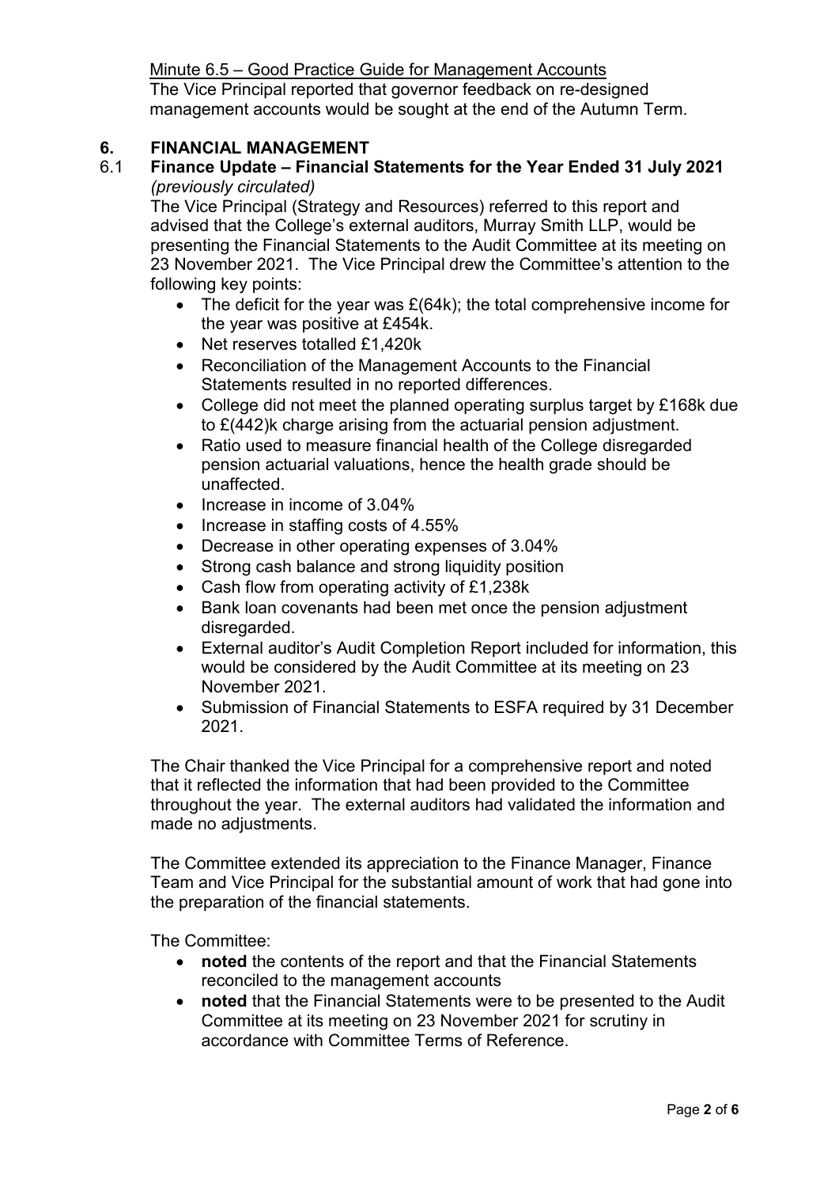Minute 6.5 – Good Practice Guide for Management Accounts

The Vice Principal reported that governor feedback on re-designed management accounts would be sought at the end of the Autumn Term.

## 6. FINANCIAL MANAGEMENT

### 6.1 Finance Update – Financial Statements for the Year Ended 31 July 2021

*(previously circulated)*

The Vice Principal (Strategy and Resources) referred to this report and advised that the College's external auditors, Murray Smith LLP, would be presenting the Financial Statements to the Audit Committee at its meeting on 23 November 2021. The Vice Principal drew the Committee's attention to the following key points:

- The deficit for the year was £(64k); the total comprehensive income for the year was positive at £454k.
- Net reserves totalled £1,420k
- Reconciliation of the Management Accounts to the Financial Statements resulted in no reported differences.
- College did not meet the planned operating surplus target by £168k due to £(442)k charge arising from the actuarial pension adjustment.
- Ratio used to measure financial health of the College disregarded pension actuarial valuations, hence the health grade should be unaffected.
- Increase in income of 3.04%
- Increase in staffing costs of 4.55%
- Decrease in other operating expenses of 3.04%
- Strong cash balance and strong liquidity position
- Cash flow from operating activity of £1,238k
- Bank loan covenants had been met once the pension adjustment disregarded.
- External auditor's Audit Completion Report included for information, this would be considered by the Audit Committee at its meeting on 23 November 2021.
- Submission of Financial Statements to ESFA required by 31 December 2021.

The Chair thanked the Vice Principal for a comprehensive report and noted that it reflected the information that had been provided to the Committee throughout the year. The external auditors had validated the information and made no adjustments.

The Committee extended its appreciation to the Finance Manager, Finance Team and Vice Principal for the substantial amount of work that had gone into the preparation of the financial statements.

The Committee:

- **noted** the contents of the report and that the Financial Statements reconciled to the management accounts
- **noted** that the Financial Statements were to be presented to the Audit Committee at its meeting on 23 November 2021 for scrutiny in accordance with Committee Terms of Reference.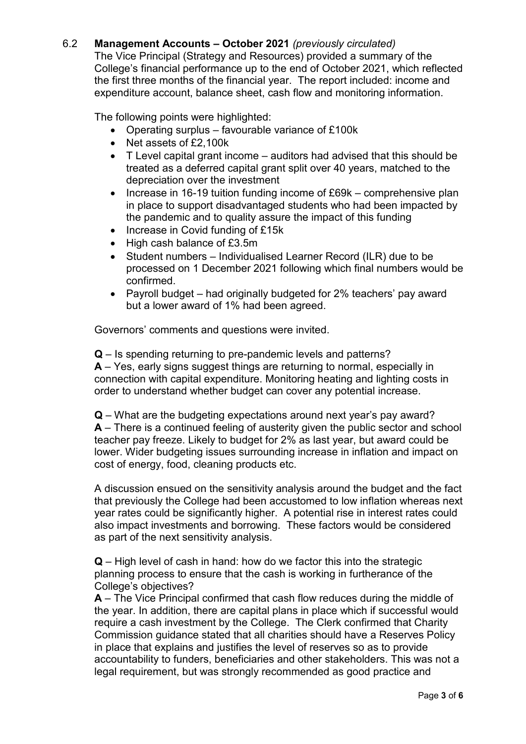### 6.2 **Management Accounts – October 2021** *(previously circulated)*

The Vice Principal (Strategy and Resources) provided a summary of the College's financial performance up to the end of October 2021, which reflected the first three months of the financial year. The report included: income and expenditure account, balance sheet, cash flow and monitoring information.

The following points were highlighted:

- Operating surplus – favourable variance of £100k
- Net assets of £2,100k
- T Level capital grant income – auditors had advised that this should be treated as a deferred capital grant split over 40 years, matched to the depreciation over the investment
- Increase in 16-19 tuition funding income of £69k – comprehensive plan in place to support disadvantaged students who had been impacted by the pandemic and to quality assure the impact of this funding
- Increase in Covid funding of £15k
- High cash balance of £3.5m
- Student numbers – Individualised Learner Record (ILR) due to be processed on 1 December 2021 following which final numbers would be confirmed.
- Payroll budget – had originally budgeted for 2% teachers' pay award but a lower award of 1% had been agreed.

Governors' comments and questions were invited.

**Q** – Is spending returning to pre-pandemic levels and patterns?
**A** – Yes, early signs suggest things are returning to normal, especially in connection with capital expenditure. Monitoring heating and lighting costs in order to understand whether budget can cover any potential increase.

**Q** – What are the budgeting expectations around next year's pay award?
**A** – There is a continued feeling of austerity given the public sector and school teacher pay freeze. Likely to budget for 2% as last year, but award could be lower. Wider budgeting issues surrounding increase in inflation and impact on cost of energy, food, cleaning products etc.

A discussion ensued on the sensitivity analysis around the budget and the fact that previously the College had been accustomed to low inflation whereas next year rates could be significantly higher. A potential rise in interest rates could also impact investments and borrowing. These factors would be considered as part of the next sensitivity analysis.

**Q** – High level of cash in hand: how do we factor this into the strategic planning process to ensure that the cash is working in furtherance of the College's objectives?
**A** – The Vice Principal confirmed that cash flow reduces during the middle of the year. In addition, there are capital plans in place which if successful would require a cash investment by the College. The Clerk confirmed that Charity Commission guidance stated that all charities should have a Reserves Policy in place that explains and justifies the level of reserves so as to provide accountability to funders, beneficiaries and other stakeholders. This was not a legal requirement, but was strongly recommended as good practice and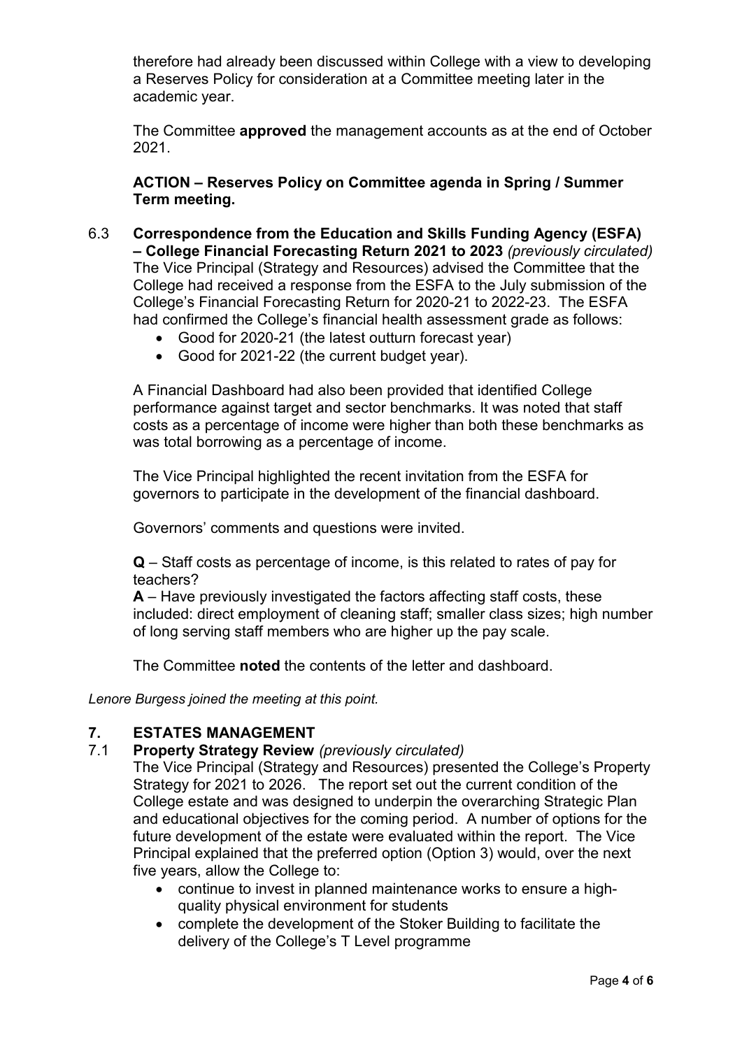therefore had already been discussed within College with a view to developing a Reserves Policy for consideration at a Committee meeting later in the academic year.

The Committee **approved** the management accounts as at the end of October 2021.

**ACTION – Reserves Policy on Committee agenda in Spring / Summer Term meeting.**

6.3 **Correspondence from the Education and Skills Funding Agency (ESFA) – College Financial Forecasting Return 2021 to 2023** *(previously circulated)*
The Vice Principal (Strategy and Resources) advised the Committee that the College had received a response from the ESFA to the July submission of the College's Financial Forecasting Return for 2020-21 to 2022-23. The ESFA had confirmed the College's financial health assessment grade as follows:

- Good for 2020-21 (the latest outturn forecast year)
- Good for 2021-22 (the current budget year).

A Financial Dashboard had also been provided that identified College performance against target and sector benchmarks. It was noted that staff costs as a percentage of income were higher than both these benchmarks as was total borrowing as a percentage of income.

The Vice Principal highlighted the recent invitation from the ESFA for governors to participate in the development of the financial dashboard.

Governors' comments and questions were invited.

**Q** – Staff costs as percentage of income, is this related to rates of pay for teachers?
**A** – Have previously investigated the factors affecting staff costs, these included: direct employment of cleaning staff; smaller class sizes; high number of long serving staff members who are higher up the pay scale.

The Committee **noted** the contents of the letter and dashboard.

*Lenore Burgess joined the meeting at this point.*

## 7. ESTATES MANAGEMENT

7.1 **Property Strategy Review** *(previously circulated)*
The Vice Principal (Strategy and Resources) presented the College's Property Strategy for 2021 to 2026. The report set out the current condition of the College estate and was designed to underpin the overarching Strategic Plan and educational objectives for the coming period. A number of options for the future development of the estate were evaluated within the report. The Vice Principal explained that the preferred option (Option 3) would, over the next five years, allow the College to:

- continue to invest in planned maintenance works to ensure a high-quality physical environment for students
- complete the development of the Stoker Building to facilitate the delivery of the College's T Level programme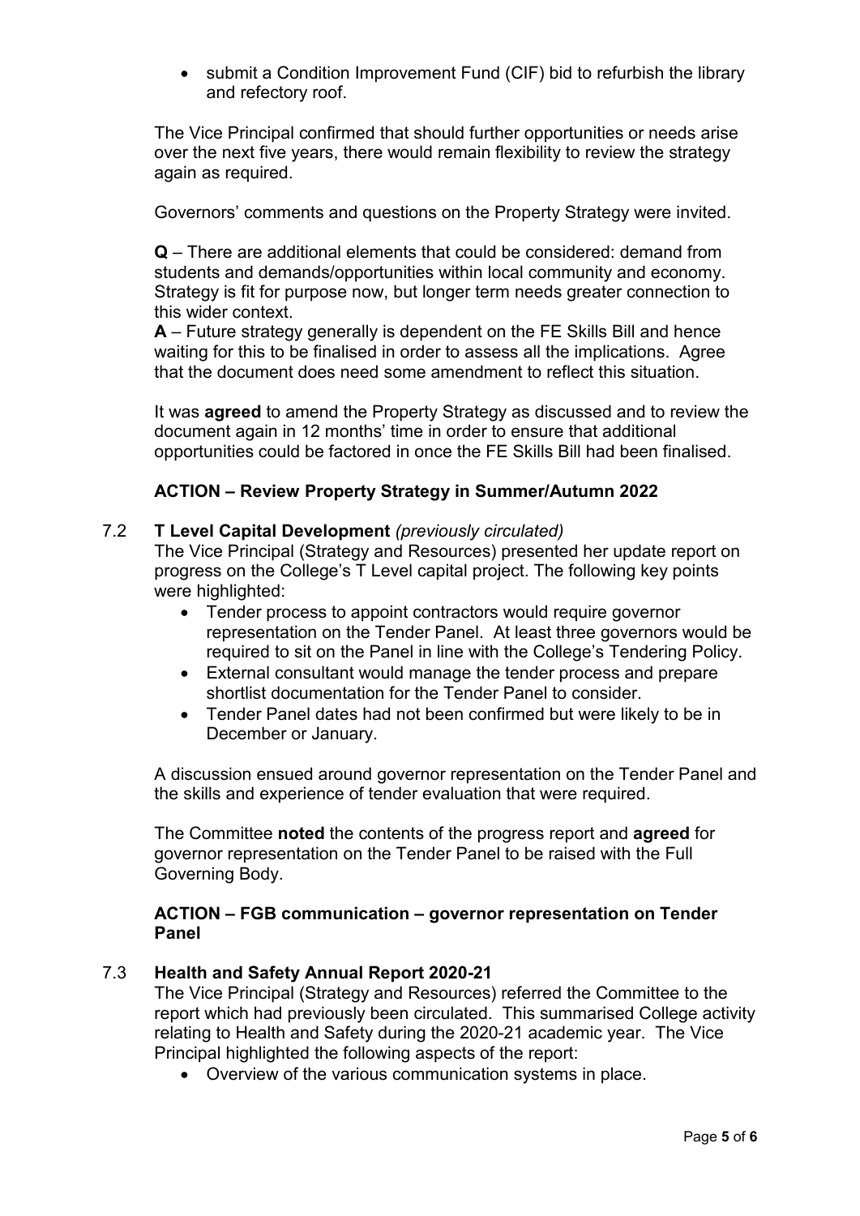- submit a Condition Improvement Fund (CIF) bid to refurbish the library and refectory roof.

The Vice Principal confirmed that should further opportunities or needs arise over the next five years, there would remain flexibility to review the strategy again as required.

Governors' comments and questions on the Property Strategy were invited.

**Q** – There are additional elements that could be considered: demand from students and demands/opportunities within local community and economy. Strategy is fit for purpose now, but longer term needs greater connection to this wider context.

**A** – Future strategy generally is dependent on the FE Skills Bill and hence waiting for this to be finalised in order to assess all the implications. Agree that the document does need some amendment to reflect this situation.

It was **agreed** to amend the Property Strategy as discussed and to review the document again in 12 months' time in order to ensure that additional opportunities could be factored in once the FE Skills Bill had been finalised.

**ACTION – Review Property Strategy in Summer/Autumn 2022**

7.2 **T Level Capital Development** *(previously circulated)*

The Vice Principal (Strategy and Resources) presented her update report on progress on the College's T Level capital project. The following key points were highlighted:

- Tender process to appoint contractors would require governor representation on the Tender Panel. At least three governors would be required to sit on the Panel in line with the College's Tendering Policy.
- External consultant would manage the tender process and prepare shortlist documentation for the Tender Panel to consider.
- Tender Panel dates had not been confirmed but were likely to be in December or January.

A discussion ensued around governor representation on the Tender Panel and the skills and experience of tender evaluation that were required.

The Committee **noted** the contents of the progress report and **agreed** for governor representation on the Tender Panel to be raised with the Full Governing Body.

**ACTION – FGB communication – governor representation on Tender Panel**

7.3 **Health and Safety Annual Report 2020-21**

The Vice Principal (Strategy and Resources) referred the Committee to the report which had previously been circulated. This summarised College activity relating to Health and Safety during the 2020-21 academic year. The Vice Principal highlighted the following aspects of the report:

- Overview of the various communication systems in place.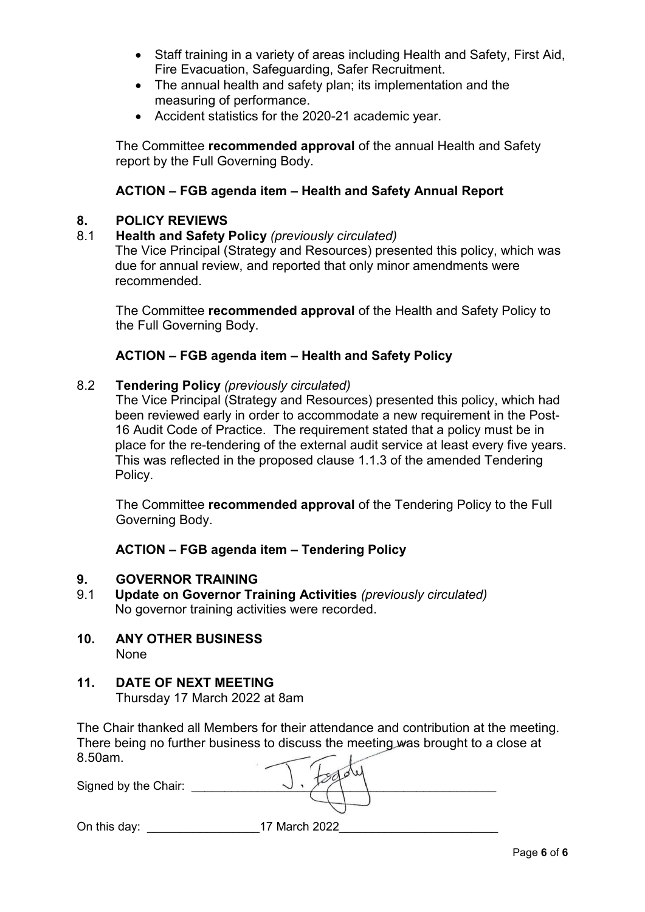- Staff training in a variety of areas including Health and Safety, First Aid, Fire Evacuation, Safeguarding, Safer Recruitment.
- The annual health and safety plan; its implementation and the measuring of performance.
- Accident statistics for the 2020-21 academic year.

The Committee **recommended approval** of the annual Health and Safety report by the Full Governing Body.

**ACTION – FGB agenda item – Health and Safety Annual Report**

## 8. POLICY REVIEWS

**8.1 Health and Safety Policy** *(previously circulated)*

The Vice Principal (Strategy and Resources) presented this policy, which was due for annual review, and reported that only minor amendments were recommended.

The Committee **recommended approval** of the Health and Safety Policy to the Full Governing Body.

**ACTION – FGB agenda item – Health and Safety Policy**

**8.2 Tendering Policy** *(previously circulated)*

The Vice Principal (Strategy and Resources) presented this policy, which had been reviewed early in order to accommodate a new requirement in the Post-16 Audit Code of Practice. The requirement stated that a policy must be in place for the re-tendering of the external audit service at least every five years. This was reflected in the proposed clause 1.1.3 of the amended Tendering Policy.

The Committee **recommended approval** of the Tendering Policy to the Full Governing Body.

**ACTION – FGB agenda item – Tendering Policy**

## 9. GOVERNOR TRAINING

**9.1 Update on Governor Training Activities** *(previously circulated)*

No governor training activities were recorded.

## 10. ANY OTHER BUSINESS

None

## 11. DATE OF NEXT MEETING

Thursday 17 March 2022 at 8am

The Chair thanked all Members for their attendance and contribution at the meeting. There being no further business to discuss the meeting was brought to a close at 8.50am.

Signed by the Chair: J. Foddy

On this day: 17 March 2022